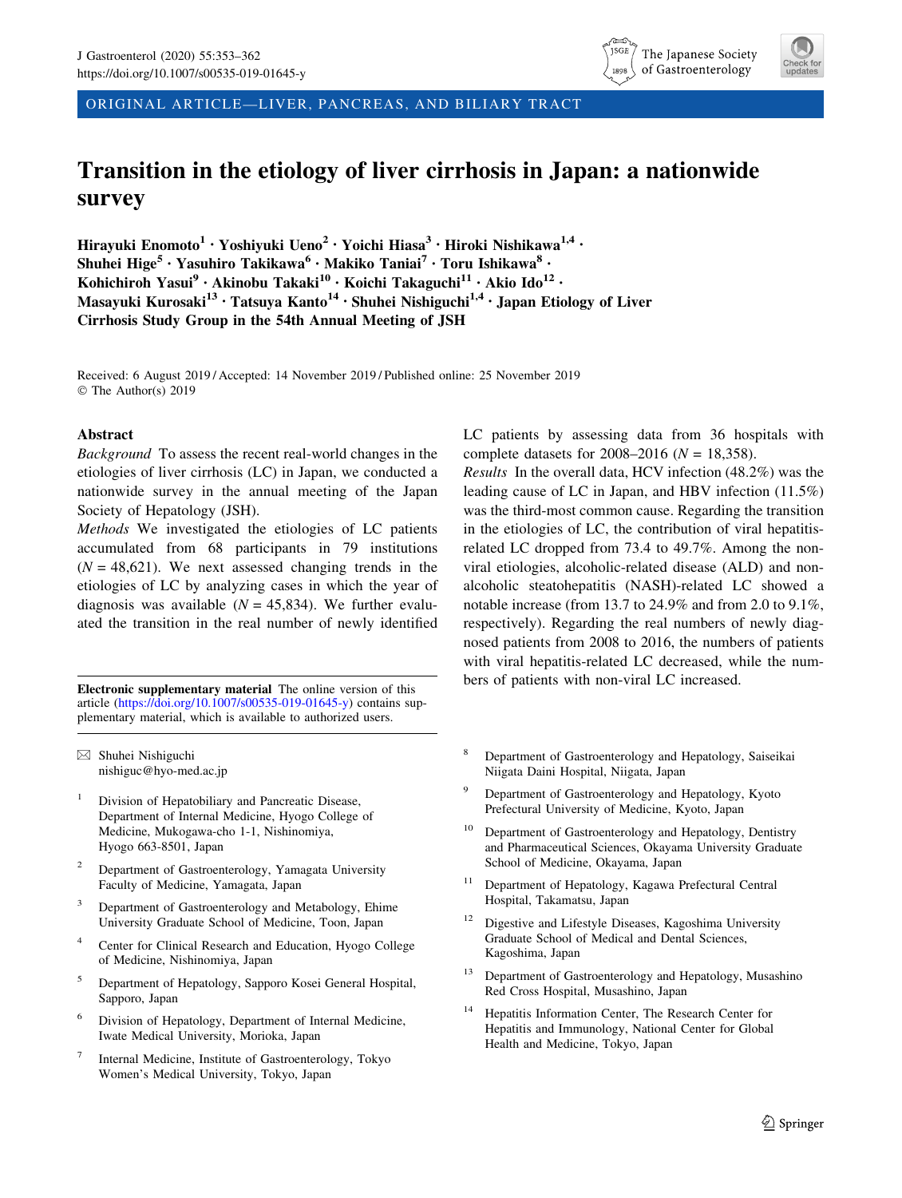ORIGINAL ARTICLE—LIVER, PANCREAS, AND BILIARY TRACT

# Transition in the etiology of liver cirrhosis in Japan: a nationwide survey

**Hirayuki Enomoto[1] · Yoshiyuki Ueno[2] · Yoichi Hiasa[3] · Hiroki Nishikawa[1,4] · Shuhei Hige[5] · Yasuhiro Takikawa[6] · Makiko Taniai[7] · Toru Ishikawa[8] · Kohichiroh Yasui[9] · Akinobu Takaki[10] · Koichi Takaguchi[11] · Akio Ido[12] · Masayuki Kurosaki[13] · Tatsuya Kanto[14] · Shuhei Nishiguchi[1,4] · Japan Etiology of Liver Cirrhosis Study Group in the 54th Annual Meeting of JSH**

Received: 6 August 2019 / Accepted: 14 November 2019 / Published online: 25 November 2019
© The Author(s) 2019

## Abstract

*Background* To assess the recent real-world changes in the etiologies of liver cirrhosis (LC) in Japan, we conducted a nationwide survey in the annual meeting of the Japan Society of Hepatology (JSH).

*Methods* We investigated the etiologies of LC patients accumulated from 68 participants in 79 institutions ($N = 48{,}621$). We next assessed changing trends in the etiologies of LC by analyzing cases in which the year of diagnosis was available ($N = 45{,}834$). We further evaluated the transition in the real number of newly identified LC patients by assessing data from 36 hospitals with complete datasets for 2008–2016 ($N = 18{,}358$).

*Results* In the overall data, HCV infection (48.2%) was the leading cause of LC in Japan, and HBV infection (11.5%) was the third-most common cause. Regarding the transition in the etiologies of LC, the contribution of viral hepatitis-related LC dropped from 73.4 to 49.7%. Among the non-viral etiologies, alcoholic-related disease (ALD) and non-alcoholic steatohepatitis (NASH)-related LC showed a notable increase (from 13.7 to 24.9% and from 2.0 to 9.1%, respectively). Regarding the real numbers of newly diagnosed patients from 2008 to 2016, the numbers of patients with viral hepatitis-related LC decreased, while the numbers of patients with non-viral LC increased.

**Electronic supplementary material** The online version of this article (https://doi.org/10.1007/s00535-019-01645-y) contains supplementary material, which is available to authorized users.

✉ Shuhei Nishiguchi
nishiguc@hyo-med.ac.jp

1. Division of Hepatobiliary and Pancreatic Disease, Department of Internal Medicine, Hyogo College of Medicine, Mukogawa-cho 1-1, Nishinomiya, Hyogo 663-8501, Japan
2. Department of Gastroenterology, Yamagata University Faculty of Medicine, Yamagata, Japan
3. Department of Gastroenterology and Metabology, Ehime University Graduate School of Medicine, Toon, Japan
4. Center for Clinical Research and Education, Hyogo College of Medicine, Nishinomiya, Japan
5. Department of Hepatology, Sapporo Kosei General Hospital, Sapporo, Japan
6. Division of Hepatology, Department of Internal Medicine, Iwate Medical University, Morioka, Japan
7. Internal Medicine, Institute of Gastroenterology, Tokyo Women's Medical University, Tokyo, Japan
8. Department of Gastroenterology and Hepatology, Saiseikai Niigata Daini Hospital, Niigata, Japan
9. Department of Gastroenterology and Hepatology, Kyoto Prefectural University of Medicine, Kyoto, Japan
10. Department of Gastroenterology and Hepatology, Dentistry and Pharmaceutical Sciences, Okayama University Graduate School of Medicine, Okayama, Japan
11. Department of Hepatology, Kagawa Prefectural Central Hospital, Takamatsu, Japan
12. Digestive and Lifestyle Diseases, Kagoshima University Graduate School of Medical and Dental Sciences, Kagoshima, Japan
13. Department of Gastroenterology and Hepatology, Musashino Red Cross Hospital, Musashino, Japan
14. Hepatitis Information Center, The Research Center for Hepatitis and Immunology, National Center for Global Health and Medicine, Tokyo, Japan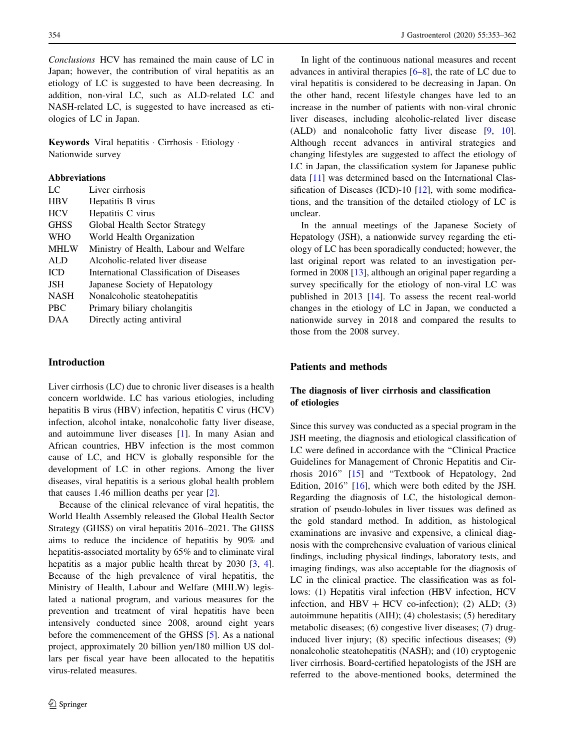*Conclusions* HCV has remained the main cause of LC in Japan; however, the contribution of viral hepatitis as an etiology of LC is suggested to have been decreasing. In addition, non-viral LC, such as ALD-related LC and NASH-related LC, is suggested to have increased as etiologies of LC in Japan.

**Keywords** Viral hepatitis · Cirrhosis · Etiology · Nationwide survey

**Abbreviations**

| | |
|---|---|
| LC | Liver cirrhosis |
| HBV | Hepatitis B virus |
| HCV | Hepatitis C virus |
| GHSS | Global Health Sector Strategy |
| WHO | World Health Organization |
| MHLW | Ministry of Health, Labour and Welfare |
| ALD | Alcoholic-related liver disease |
| ICD | International Classification of Diseases |
| JSH | Japanese Society of Hepatology |
| NASH | Nonalcoholic steatohepatitis |
| PBC | Primary biliary cholangitis |
| DAA | Directly acting antiviral |

## Introduction

Liver cirrhosis (LC) due to chronic liver diseases is a health concern worldwide. LC has various etiologies, including hepatitis B virus (HBV) infection, hepatitis C virus (HCV) infection, alcohol intake, nonalcoholic fatty liver disease, and autoimmune liver diseases [1]. In many Asian and African countries, HBV infection is the most common cause of LC, and HCV is globally responsible for the development of LC in other regions. Among the liver diseases, viral hepatitis is a serious global health problem that causes 1.46 million deaths per year [2].

Because of the clinical relevance of viral hepatitis, the World Health Assembly released the Global Health Sector Strategy (GHSS) on viral hepatitis 2016–2021. The GHSS aims to reduce the incidence of hepatitis by 90% and hepatitis-associated mortality by 65% and to eliminate viral hepatitis as a major public health threat by 2030 [3, 4]. Because of the high prevalence of viral hepatitis, the Ministry of Health, Labour and Welfare (MHLW) legislated a national program, and various measures for the prevention and treatment of viral hepatitis have been intensively conducted since 2008, around eight years before the commencement of the GHSS [5]. As a national project, approximately 20 billion yen/180 million US dollars per fiscal year have been allocated to the hepatitis virus-related measures.

In light of the continuous national measures and recent advances in antiviral therapies [6–8], the rate of LC due to viral hepatitis is considered to be decreasing in Japan. On the other hand, recent lifestyle changes have led to an increase in the number of patients with non-viral chronic liver diseases, including alcoholic-related liver disease (ALD) and nonalcoholic fatty liver disease [9, 10]. Although recent advances in antiviral strategies and changing lifestyles are suggested to affect the etiology of LC in Japan, the classification system for Japanese public data [11] was determined based on the International Classification of Diseases (ICD)-10 [12], with some modifications, and the transition of the detailed etiology of LC is unclear.

In the annual meetings of the Japanese Society of Hepatology (JSH), a nationwide survey regarding the etiology of LC has been sporadically conducted; however, the last original report was related to an investigation performed in 2008 [13], although an original paper regarding a survey specifically for the etiology of non-viral LC was published in 2013 [14]. To assess the recent real-world changes in the etiology of LC in Japan, we conducted a nationwide survey in 2018 and compared the results to those from the 2008 survey.

## Patients and methods

### The diagnosis of liver cirrhosis and classification of etiologies

Since this survey was conducted as a special program in the JSH meeting, the diagnosis and etiological classification of LC were defined in accordance with the "Clinical Practice Guidelines for Management of Chronic Hepatitis and Cirrhosis 2016" [15] and "Textbook of Hepatology, 2nd Edition, 2016" [16], which were both edited by the JSH. Regarding the diagnosis of LC, the histological demonstration of pseudo-lobules in liver tissues was defined as the gold standard method. In addition, as histological examinations are invasive and expensive, a clinical diagnosis with the comprehensive evaluation of various clinical findings, including physical findings, laboratory tests, and imaging findings, was also acceptable for the diagnosis of LC in the clinical practice. The classification was as follows: (1) Hepatitis viral infection (HBV infection, HCV infection, and HBV + HCV co-infection); (2) ALD; (3) autoimmune hepatitis (AIH); (4) cholestasis; (5) hereditary metabolic diseases; (6) congestive liver diseases; (7) drug-induced liver injury; (8) specific infectious diseases; (9) nonalcoholic steatohepatitis (NASH); and (10) cryptogenic liver cirrhosis. Board-certified hepatologists of the JSH are referred to the above-mentioned books, determined the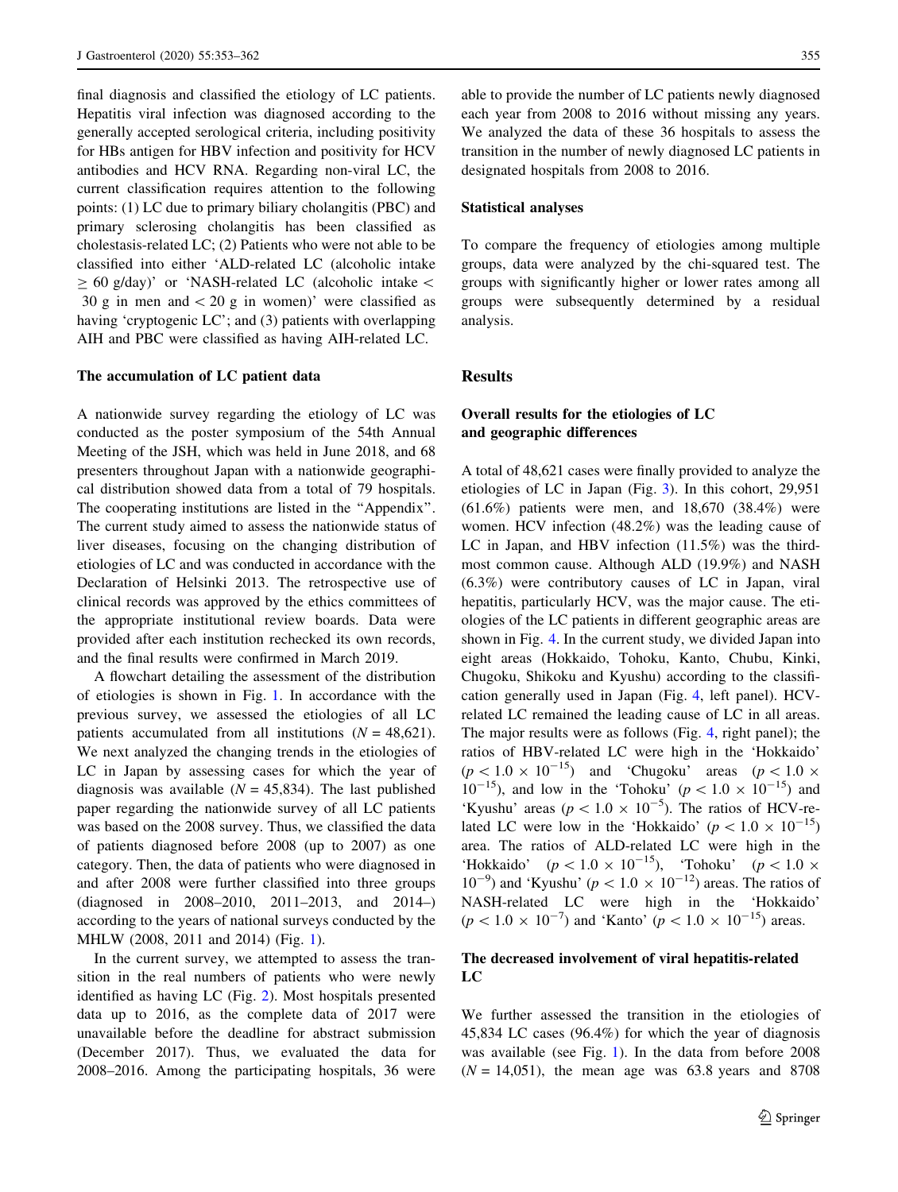final diagnosis and classified the etiology of LC patients. Hepatitis viral infection was diagnosed according to the generally accepted serological criteria, including positivity for HBs antigen for HBV infection and positivity for HCV antibodies and HCV RNA. Regarding non-viral LC, the current classification requires attention to the following points: (1) LC due to primary biliary cholangitis (PBC) and primary sclerosing cholangitis has been classified as cholestasis-related LC; (2) Patients who were not able to be classified into either 'ALD-related LC (alcoholic intake $\geq$ 60 g/day)' or 'NASH-related LC (alcoholic intake $<$ 30 g in men and $<$ 20 g in women)' were classified as having 'cryptogenic LC'; and (3) patients with overlapping AIH and PBC were classified as having AIH-related LC.

#### The accumulation of LC patient data

A nationwide survey regarding the etiology of LC was conducted as the poster symposium of the 54th Annual Meeting of the JSH, which was held in June 2018, and 68 presenters throughout Japan with a nationwide geographical distribution showed data from a total of 79 hospitals. The cooperating institutions are listed in the "Appendix". The current study aimed to assess the nationwide status of liver diseases, focusing on the changing distribution of etiologies of LC and was conducted in accordance with the Declaration of Helsinki 2013. The retrospective use of clinical records was approved by the ethics committees of the appropriate institutional review boards. Data were provided after each institution rechecked its own records, and the final results were confirmed in March 2019.

A flowchart detailing the assessment of the distribution of etiologies is shown in Fig. 1. In accordance with the previous survey, we assessed the etiologies of all LC patients accumulated from all institutions ($N = 48{,}621$). We next analyzed the changing trends in the etiologies of LC in Japan by assessing cases for which the year of diagnosis was available ($N = 45{,}834$). The last published paper regarding the nationwide survey of all LC patients was based on the 2008 survey. Thus, we classified the data of patients diagnosed before 2008 (up to 2007) as one category. Then, the data of patients who were diagnosed in and after 2008 were further classified into three groups (diagnosed in 2008–2010, 2011–2013, and 2014–) according to the years of national surveys conducted by the MHLW (2008, 2011 and 2014) (Fig. 1).

In the current survey, we attempted to assess the transition in the real numbers of patients who were newly identified as having LC (Fig. 2). Most hospitals presented data up to 2016, as the complete data of 2017 were unavailable before the deadline for abstract submission (December 2017). Thus, we evaluated the data for 2008–2016. Among the participating hospitals, 36 were able to provide the number of LC patients newly diagnosed each year from 2008 to 2016 without missing any years. We analyzed the data of these 36 hospitals to assess the transition in the number of newly diagnosed LC patients in designated hospitals from 2008 to 2016.

#### Statistical analyses

To compare the frequency of etiologies among multiple groups, data were analyzed by the chi-squared test. The groups with significantly higher or lower rates among all groups were subsequently determined by a residual analysis.

## Results

#### Overall results for the etiologies of LC and geographic differences

A total of 48,621 cases were finally provided to analyze the etiologies of LC in Japan (Fig. 3). In this cohort, 29,951 (61.6%) patients were men, and 18,670 (38.4%) were women. HCV infection (48.2%) was the leading cause of LC in Japan, and HBV infection (11.5%) was the third-most common cause. Although ALD (19.9%) and NASH (6.3%) were contributory causes of LC in Japan, viral hepatitis, particularly HCV, was the major cause. The etiologies of the LC patients in different geographic areas are shown in Fig. 4. In the current study, we divided Japan into eight areas (Hokkaido, Tohoku, Kanto, Chubu, Kinki, Chugoku, Shikoku and Kyushu) according to the classification generally used in Japan (Fig. 4, left panel). HCV-related LC remained the leading cause of LC in all areas. The major results were as follows (Fig. 4, right panel); the ratios of HBV-related LC were high in the 'Hokkaido' ($p < 1.0 \times 10^{-15}$) and 'Chugoku' areas ($p < 1.0 \times 10^{-15}$), and low in the 'Tohoku' ($p < 1.0 \times 10^{-15}$) and 'Kyushu' areas ($p < 1.0 \times 10^{-5}$). The ratios of HCV-related LC were low in the 'Hokkaido' ($p < 1.0 \times 10^{-15}$) area. The ratios of ALD-related LC were high in the 'Hokkaido' ($p < 1.0 \times 10^{-15}$), 'Tohoku' ($p < 1.0 \times 10^{-9}$) and 'Kyushu' ($p < 1.0 \times 10^{-12}$) areas. The ratios of NASH-related LC were high in the 'Hokkaido' ($p < 1.0 \times 10^{-7}$) and 'Kanto' ($p < 1.0 \times 10^{-15}$) areas.

#### The decreased involvement of viral hepatitis-related LC

We further assessed the transition in the etiologies of 45,834 LC cases (96.4%) for which the year of diagnosis was available (see Fig. 1). In the data from before 2008 ($N = 14{,}051$), the mean age was 63.8 years and 8708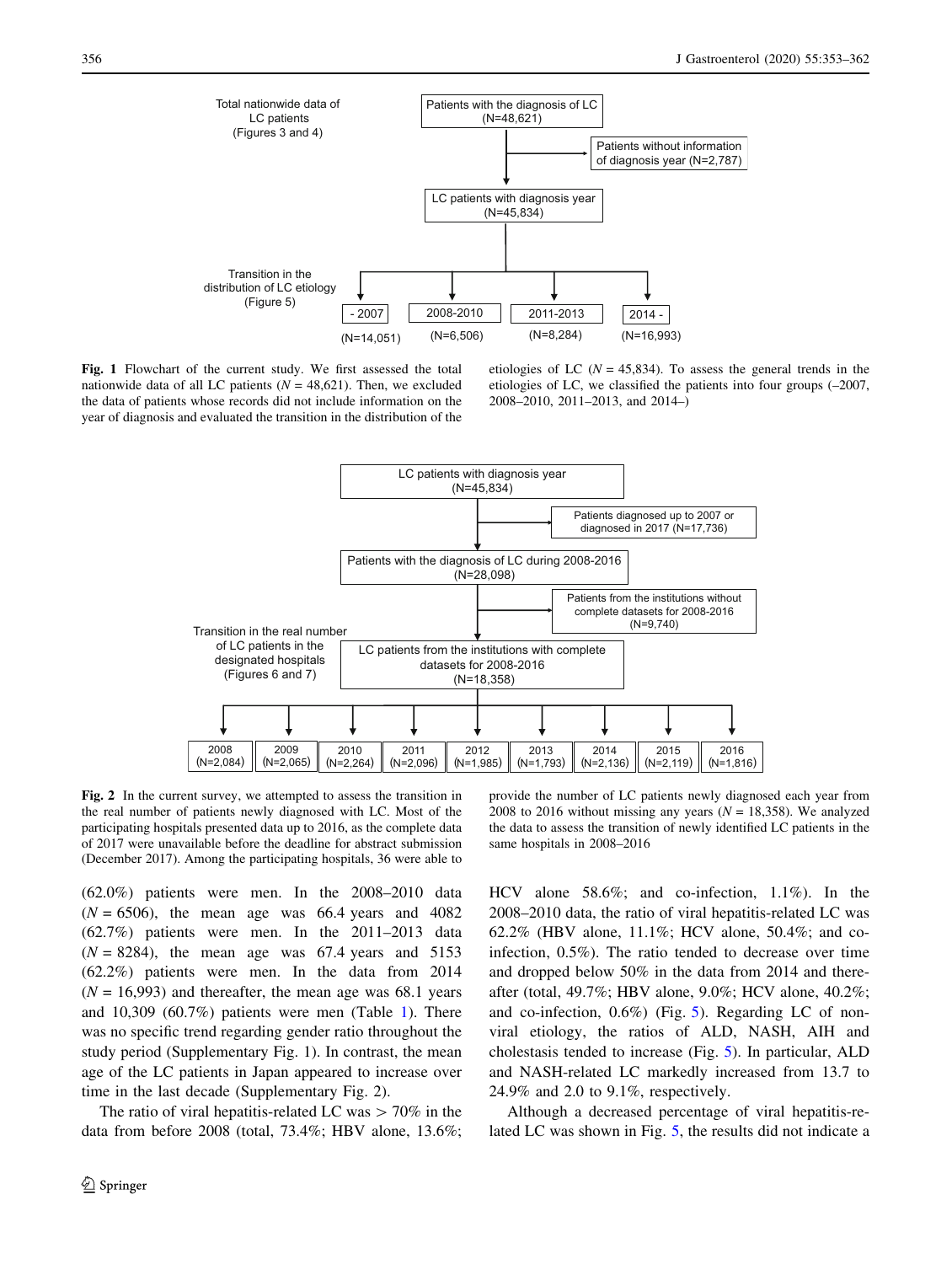Fig. 1 Flowchart of the current study. We first assessed the total nationwide data of all LC patients ($N = 48,621$). Then, we excluded the data of patients whose records did not include information on the year of diagnosis and evaluated the transition in the distribution of the etiologies of LC ($N = 45,834$). To assess the general trends in the etiologies of LC, we classified the patients into four groups (–2007, 2008–2010, 2011–2013, and 2014–)

Fig. 2 In the current survey, we attempted to assess the transition in the real number of patients newly diagnosed with LC. Most of the participating hospitals presented data up to 2016, as the complete data of 2017 were unavailable before the deadline for abstract submission (December 2017). Among the participating hospitals, 36 were able to provide the number of LC patients newly diagnosed each year from 2008 to 2016 without missing any years ($N = 18,358$). We analyzed the data to assess the transition of newly identified LC patients in the same hospitals in 2008–2016

(62.0%) patients were men. In the 2008–2010 data ($N = 6506$), the mean age was 66.4 years and 4082 (62.7%) patients were men. In the 2011–2013 data ($N = 8284$), the mean age was 67.4 years and 5153 (62.2%) patients were men. In the data from 2014 ($N = 16,993$) and thereafter, the mean age was 68.1 years and 10,309 (60.7%) patients were men (Table 1). There was no specific trend regarding gender ratio throughout the study period (Supplementary Fig. 1). In contrast, the mean age of the LC patients in Japan appeared to increase over time in the last decade (Supplementary Fig. 2).

The ratio of viral hepatitis-related LC was > 70% in the data from before 2008 (total, 73.4%; HBV alone, 13.6%; HCV alone 58.6%; and co-infection, 1.1%). In the 2008–2010 data, the ratio of viral hepatitis-related LC was 62.2% (HBV alone, 11.1%; HCV alone, 50.4%; and co-infection, 0.5%). The ratio tended to decrease over time and dropped below 50% in the data from 2014 and thereafter (total, 49.7%; HBV alone, 9.0%; HCV alone, 40.2%; and co-infection, 0.6%) (Fig. 5). Regarding LC of non-viral etiology, the ratios of ALD, NASH, AIH and cholestasis tended to increase (Fig. 5). In particular, ALD and NASH-related LC markedly increased from 13.7 to 24.9% and 2.0 to 9.1%, respectively.

Although a decreased percentage of viral hepatitis-related LC was shown in Fig. 5, the results did not indicate a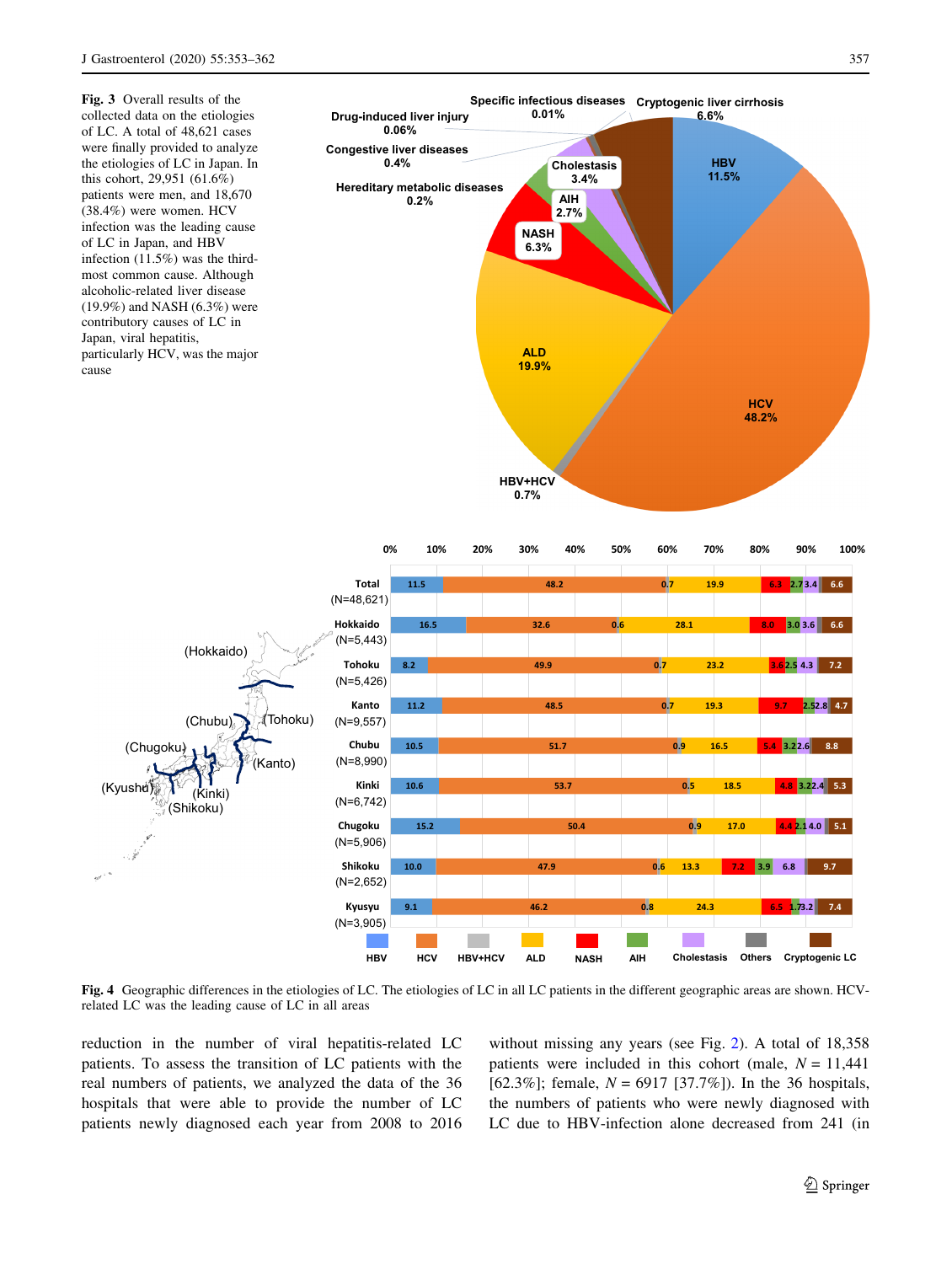**Fig. 3** Overall results of the collected data on the etiologies of LC. A total of 48,621 cases were finally provided to analyze the etiologies of LC in Japan. In this cohort, 29,951 (61.6%) patients were men, and 18,670 (38.4%) were women. HCV infection was the leading cause of LC in Japan, and HBV infection (11.5%) was the third-most common cause. Although alcoholic-related liver disease (19.9%) and NASH (6.3%) were contributory causes of LC in Japan, viral hepatitis, particularly HCV, was the major cause

**Fig. 4** Geographic differences in the etiologies of LC. The etiologies of LC in all LC patients in the different geographic areas are shown. HCV-related LC was the leading cause of LC in all areas

reduction in the number of viral hepatitis-related LC patients. To assess the transition of LC patients with the real numbers of patients, we analyzed the data of the 36 hospitals that were able to provide the number of LC patients newly diagnosed each year from 2008 to 2016 without missing any years (see Fig. 2). A total of 18,358 patients were included in this cohort (male, $N = 11,441$ [62.3%]; female, $N = 6917$ [37.7%]). In the 36 hospitals, the numbers of patients who were newly diagnosed with LC due to HBV-infection alone decreased from 241 (in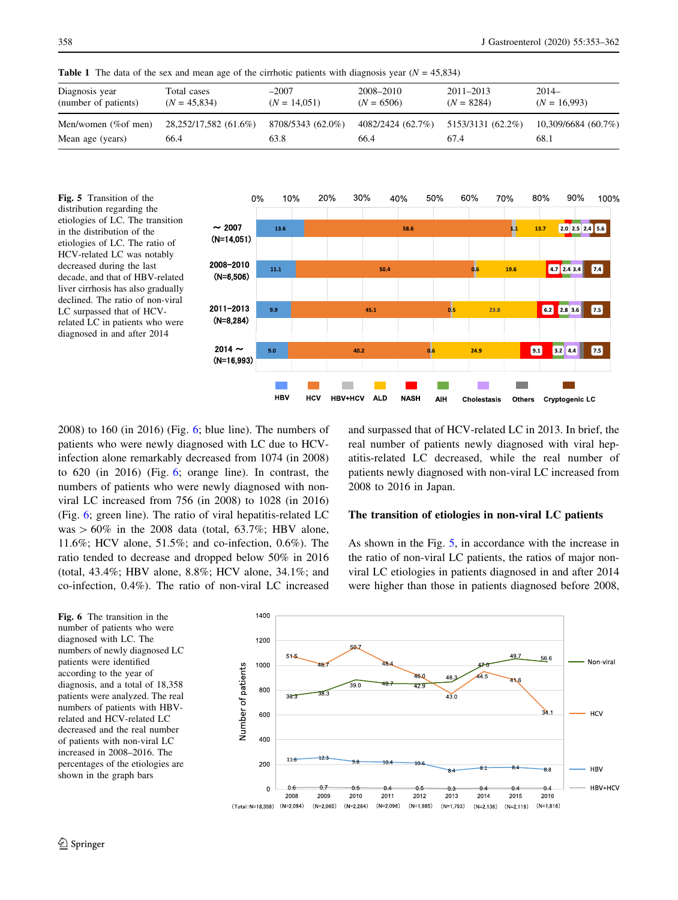**Table 1** The data of the sex and mean age of the cirrhotic patients with diagnosis year ($N = 45{,}834$)

| Diagnosis year (number of patients) | Total cases ($N = 45{,}834$) | –2007 ($N = 14{,}051$) | 2008–2010 ($N = 6506$) | 2011–2013 ($N = 8284$) | 2014– ($N = 16{,}993$) |
|---|---|---|---|---|---|
| Men/women (%of men) | 28,252/17,582 (61.6%) | 8708/5343 (62.0%) | 4082/2424 (62.7%) | 5153/3131 (62.2%) | 10,309/6684 (60.7%) |
| Mean age (years) | 66.4 | 63.8 | 66.4 | 67.4 | 68.1 |

**Fig. 5** Transition of the distribution regarding the etiologies of LC. The transition in the distribution of the etiologies of LC. The ratio of HCV-related LC was notably decreased during the last decade, and that of HBV-related liver cirrhosis has also gradually declined. The ratio of non-viral LC surpassed that of HCV-related LC in patients who were diagnosed in and after 2014

2008) to 160 (in 2016) (Fig. 6; blue line). The numbers of patients who were newly diagnosed with LC due to HCV-infection alone remarkably decreased from 1074 (in 2008) to 620 (in 2016) (Fig. 6; orange line). In contrast, the numbers of patients who were newly diagnosed with non-viral LC increased from 756 (in 2008) to 1028 (in 2016) (Fig. 6; green line). The ratio of viral hepatitis-related LC was > 60% in the 2008 data (total, 63.7%; HBV alone, 11.6%; HCV alone, 51.5%; and co-infection, 0.6%). The ratio tended to decrease and dropped below 50% in 2016 (total, 43.4%; HBV alone, 8.8%; HCV alone, 34.1%; and co-infection, 0.4%). The ratio of non-viral LC increased and surpassed that of HCV-related LC in 2013. In brief, the real number of patients newly diagnosed with viral hepatitis-related LC decreased, while the real number of patients newly diagnosed with non-viral LC increased from 2008 to 2016 in Japan.

## The transition of etiologies in non-viral LC patients

As shown in the Fig. 5, in accordance with the increase in the ratio of non-viral LC patients, the ratios of major non-viral LC etiologies in patients diagnosed in and after 2014 were higher than those in patients diagnosed before 2008,

**Fig. 6** The transition in the number of patients who were diagnosed with LC. The numbers of newly diagnosed LC patients were identified according to the year of diagnosis, and a total of 18,358 patients were analyzed. The real numbers of patients with HBV-related and HCV-related LC decreased and the real number of patients with non-viral LC increased in 2008–2016. The percentages of the etiologies are shown in the graph bars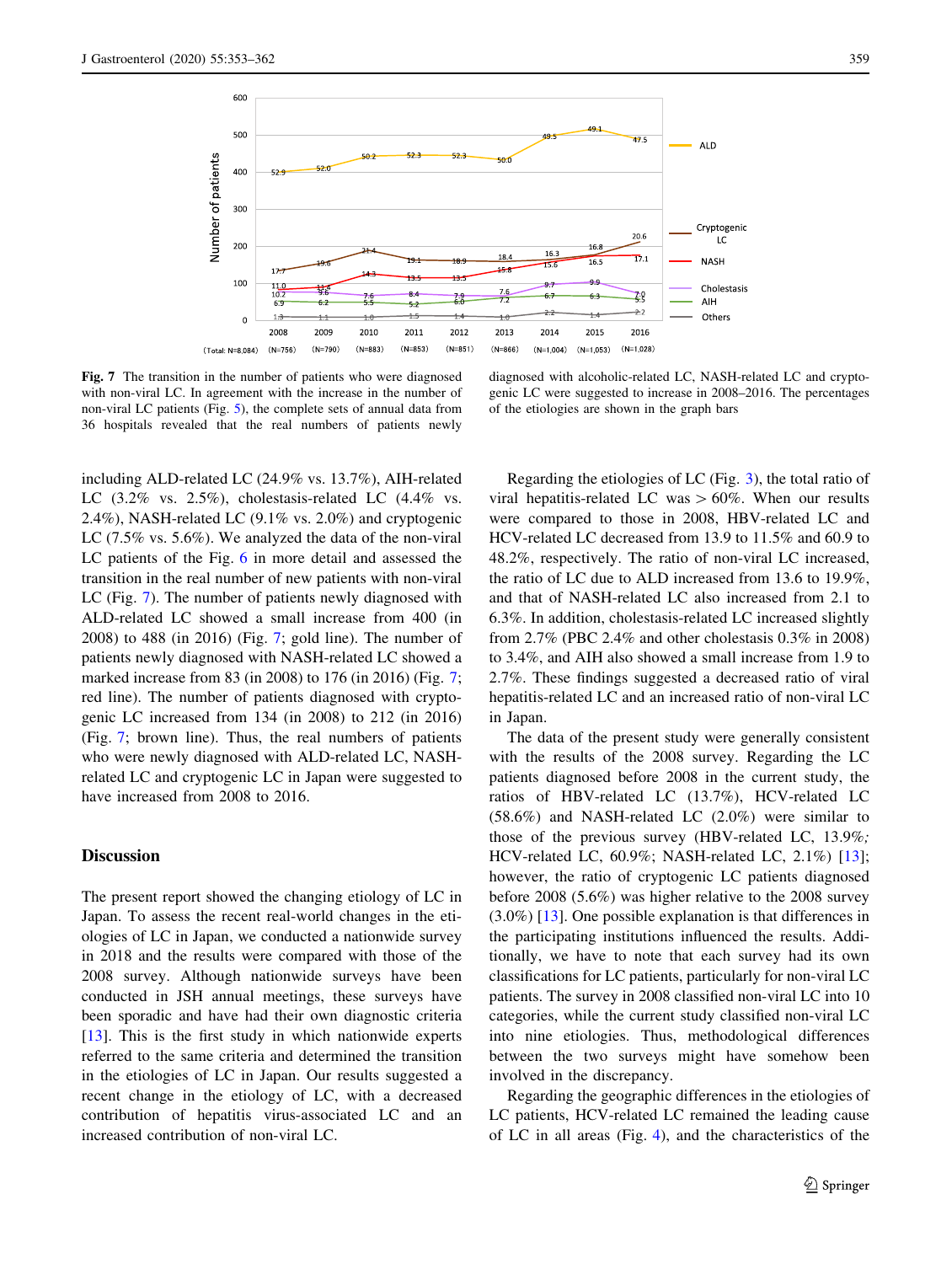**Fig. 7** The transition in the number of patients who were diagnosed with non-viral LC. In agreement with the increase in the number of non-viral LC patients (Fig. 5), the complete sets of annual data from 36 hospitals revealed that the real numbers of patients newly diagnosed with alcoholic-related LC, NASH-related LC and cryptogenic LC were suggested to increase in 2008–2016. The percentages of the etiologies are shown in the graph bars

including ALD-related LC (24.9% vs. 13.7%), AIH-related LC (3.2% vs. 2.5%), cholestasis-related LC (4.4% vs. 2.4%), NASH-related LC (9.1% vs. 2.0%) and cryptogenic LC (7.5% vs. 5.6%). We analyzed the data of the non-viral LC patients of the Fig. 6 in more detail and assessed the transition in the real number of new patients with non-viral LC (Fig. 7). The number of patients newly diagnosed with ALD-related LC showed a small increase from 400 (in 2008) to 488 (in 2016) (Fig. 7; gold line). The number of patients newly diagnosed with NASH-related LC showed a marked increase from 83 (in 2008) to 176 (in 2016) (Fig. 7; red line). The number of patients diagnosed with cryptogenic LC increased from 134 (in 2008) to 212 (in 2016) (Fig. 7; brown line). Thus, the real numbers of patients who were newly diagnosed with ALD-related LC, NASH-related LC and cryptogenic LC in Japan were suggested to have increased from 2008 to 2016.

## Discussion

The present report showed the changing etiology of LC in Japan. To assess the recent real-world changes in the etiologies of LC in Japan, we conducted a nationwide survey in 2018 and the results were compared with those of the 2008 survey. Although nationwide surveys have been conducted in JSH annual meetings, these surveys have been sporadic and have had their own diagnostic criteria [13]. This is the first study in which nationwide experts referred to the same criteria and determined the transition in the etiologies of LC in Japan. Our results suggested a recent change in the etiology of LC, with a decreased contribution of hepatitis virus-associated LC and an increased contribution of non-viral LC.

Regarding the etiologies of LC (Fig. 3), the total ratio of viral hepatitis-related LC was > 60%. When our results were compared to those in 2008, HBV-related LC and HCV-related LC decreased from 13.9 to 11.5% and 60.9 to 48.2%, respectively. The ratio of non-viral LC increased, the ratio of LC due to ALD increased from 13.6 to 19.9%, and that of NASH-related LC also increased from 2.1 to 6.3%. In addition, cholestasis-related LC increased slightly from 2.7% (PBC 2.4% and other cholestasis 0.3% in 2008) to 3.4%, and AIH also showed a small increase from 1.9 to 2.7%. These findings suggested a decreased ratio of viral hepatitis-related LC and an increased ratio of non-viral LC in Japan.

The data of the present study were generally consistent with the results of the 2008 survey. Regarding the LC patients diagnosed before 2008 in the current study, the ratios of HBV-related LC (13.7%), HCV-related LC (58.6%) and NASH-related LC (2.0%) were similar to those of the previous survey (HBV-related LC, 13.9%; HCV-related LC, 60.9%; NASH-related LC, 2.1%) [13]; however, the ratio of cryptogenic LC patients diagnosed before 2008 (5.6%) was higher relative to the 2008 survey (3.0%) [13]. One possible explanation is that differences in the participating institutions influenced the results. Additionally, we have to note that each survey had its own classifications for LC patients, particularly for non-viral LC patients. The survey in 2008 classified non-viral LC into 10 categories, while the current study classified non-viral LC into nine etiologies. Thus, methodological differences between the two surveys might have somehow been involved in the discrepancy.

Regarding the geographic differences in the etiologies of LC patients, HCV-related LC remained the leading cause of LC in all areas (Fig. 4), and the characteristics of the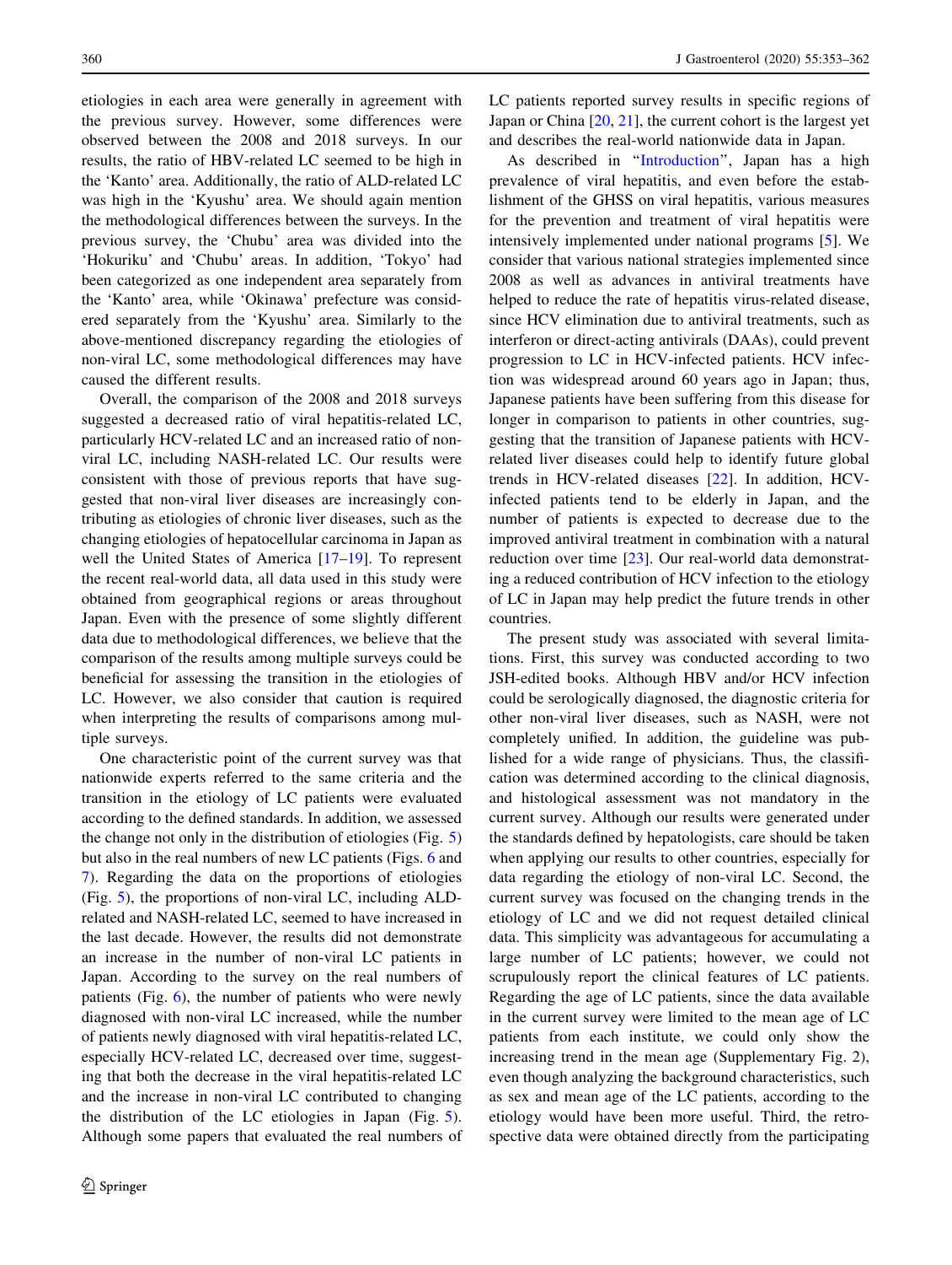etiologies in each area were generally in agreement with the previous survey. However, some differences were observed between the 2008 and 2018 surveys. In our results, the ratio of HBV-related LC seemed to be high in the 'Kanto' area. Additionally, the ratio of ALD-related LC was high in the 'Kyushu' area. We should again mention the methodological differences between the surveys. In the previous survey, the 'Chubu' area was divided into the 'Hokuriku' and 'Chubu' areas. In addition, 'Tokyo' had been categorized as one independent area separately from the 'Kanto' area, while 'Okinawa' prefecture was considered separately from the 'Kyushu' area. Similarly to the above-mentioned discrepancy regarding the etiologies of non-viral LC, some methodological differences may have caused the different results.

Overall, the comparison of the 2008 and 2018 surveys suggested a decreased ratio of viral hepatitis-related LC, particularly HCV-related LC and an increased ratio of non-viral LC, including NASH-related LC. Our results were consistent with those of previous reports that have suggested that non-viral liver diseases are increasingly contributing as etiologies of chronic liver diseases, such as the changing etiologies of hepatocellular carcinoma in Japan as well the United States of America [17–19]. To represent the recent real-world data, all data used in this study were obtained from geographical regions or areas throughout Japan. Even with the presence of some slightly different data due to methodological differences, we believe that the comparison of the results among multiple surveys could be beneficial for assessing the transition in the etiologies of LC. However, we also consider that caution is required when interpreting the results of comparisons among multiple surveys.

One characteristic point of the current survey was that nationwide experts referred to the same criteria and the transition in the etiology of LC patients were evaluated according to the defined standards. In addition, we assessed the change not only in the distribution of etiologies (Fig. 5) but also in the real numbers of new LC patients (Figs. 6 and 7). Regarding the data on the proportions of etiologies (Fig. 5), the proportions of non-viral LC, including ALD-related and NASH-related LC, seemed to have increased in the last decade. However, the results did not demonstrate an increase in the number of non-viral LC patients in Japan. According to the survey on the real numbers of patients (Fig. 6), the number of patients who were newly diagnosed with non-viral LC increased, while the number of patients newly diagnosed with viral hepatitis-related LC, especially HCV-related LC, decreased over time, suggesting that both the decrease in the viral hepatitis-related LC and the increase in non-viral LC contributed to changing the distribution of the LC etiologies in Japan (Fig. 5). Although some papers that evaluated the real numbers of LC patients reported survey results in specific regions of Japan or China [20, 21], the current cohort is the largest yet and describes the real-world nationwide data in Japan.

As described in "Introduction", Japan has a high prevalence of viral hepatitis, and even before the establishment of the GHSS on viral hepatitis, various measures for the prevention and treatment of viral hepatitis were intensively implemented under national programs [5]. We consider that various national strategies implemented since 2008 as well as advances in antiviral treatments have helped to reduce the rate of hepatitis virus-related disease, since HCV elimination due to antiviral treatments, such as interferon or direct-acting antivirals (DAAs), could prevent progression to LC in HCV-infected patients. HCV infection was widespread around 60 years ago in Japan; thus, Japanese patients have been suffering from this disease for longer in comparison to patients in other countries, suggesting that the transition of Japanese patients with HCV-related liver diseases could help to identify future global trends in HCV-related diseases [22]. In addition, HCV-infected patients tend to be elderly in Japan, and the number of patients is expected to decrease due to the improved antiviral treatment in combination with a natural reduction over time [23]. Our real-world data demonstrating a reduced contribution of HCV infection to the etiology of LC in Japan may help predict the future trends in other countries.

The present study was associated with several limitations. First, this survey was conducted according to two JSH-edited books. Although HBV and/or HCV infection could be serologically diagnosed, the diagnostic criteria for other non-viral liver diseases, such as NASH, were not completely unified. In addition, the guideline was published for a wide range of physicians. Thus, the classification was determined according to the clinical diagnosis, and histological assessment was not mandatory in the current survey. Although our results were generated under the standards defined by hepatologists, care should be taken when applying our results to other countries, especially for data regarding the etiology of non-viral LC. Second, the current survey was focused on the changing trends in the etiology of LC and we did not request detailed clinical data. This simplicity was advantageous for accumulating a large number of LC patients; however, we could not scrupulously report the clinical features of LC patients. Regarding the age of LC patients, since the data available in the current survey were limited to the mean age of LC patients from each institute, we could only show the increasing trend in the mean age (Supplementary Fig. 2), even though analyzing the background characteristics, such as sex and mean age of the LC patients, according to the etiology would have been more useful. Third, the retrospective data were obtained directly from the participating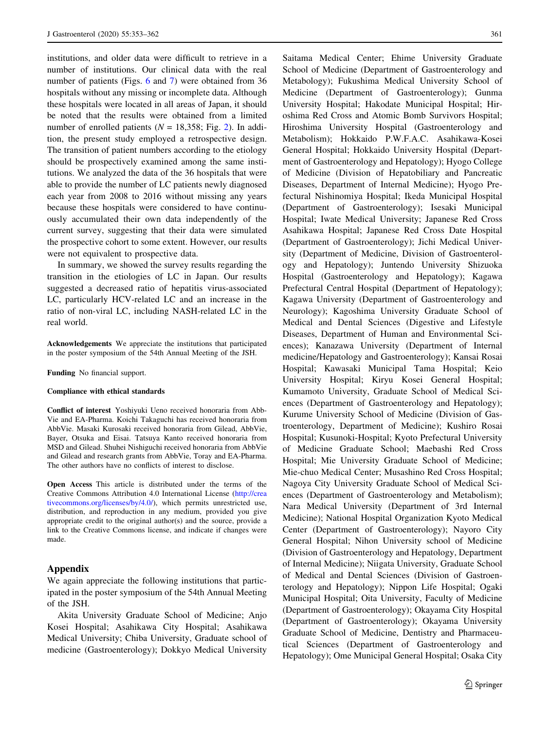institutions, and older data were difficult to retrieve in a number of institutions. Our clinical data with the real number of patients (Figs. 6 and 7) were obtained from 36 hospitals without any missing or incomplete data. Although these hospitals were located in all areas of Japan, it should be noted that the results were obtained from a limited number of enrolled patients ($N = 18{,}358$; Fig. 2). In addition, the present study employed a retrospective design. The transition of patient numbers according to the etiology should be prospectively examined among the same institutions. We analyzed the data of the 36 hospitals that were able to provide the number of LC patients newly diagnosed each year from 2008 to 2016 without missing any years because these hospitals were considered to have continuously accumulated their own data independently of the current survey, suggesting that their data were simulated the prospective cohort to some extent. However, our results were not equivalent to prospective data.

In summary, we showed the survey results regarding the transition in the etiologies of LC in Japan. Our results suggested a decreased ratio of hepatitis virus-associated LC, particularly HCV-related LC and an increase in the ratio of non-viral LC, including NASH-related LC in the real world.

**Acknowledgements** We appreciate the institutions that participated in the poster symposium of the 54th Annual Meeting of the JSH.

**Funding** No financial support.

**Compliance with ethical standards**

**Conflict of interest** Yoshiyuki Ueno received honoraria from AbbVie and EA-Pharma. Koichi Takaguchi has received honoraria from AbbVie. Masaki Kurosaki received honoraria from Gilead, AbbVie, Bayer, Otsuka and Eisai. Tatsuya Kanto received honoraria from MSD and Gilead. Shuhei Nishiguchi received honoraria from AbbVie and Gilead and research grants from AbbVie, Toray and EA-Pharma. The other authors have no conflicts of interest to disclose.

**Open Access** This article is distributed under the terms of the Creative Commons Attribution 4.0 International License (http://creativecommons.org/licenses/by/4.0/), which permits unrestricted use, distribution, and reproduction in any medium, provided you give appropriate credit to the original author(s) and the source, provide a link to the Creative Commons license, and indicate if changes were made.

## Appendix

We again appreciate the following institutions that participated in the poster symposium of the 54th Annual Meeting of the JSH.

Akita University Graduate School of Medicine; Anjo Kosei Hospital; Asahikawa City Hospital; Asahikawa Medical University; Chiba University, Graduate school of medicine (Gastroenterology); Dokkyo Medical University Saitama Medical Center; Ehime University Graduate School of Medicine (Department of Gastroenterology and Metabology); Fukushima Medical University School of Medicine (Department of Gastroenterology); Gunma University Hospital; Hakodate Municipal Hospital; Hiroshima Red Cross and Atomic Bomb Survivors Hospital; Hiroshima University Hospital (Gastroenterology and Metabolism); Hokkaido P.W.F.A.C. Asahikawa-Kosei General Hospital; Hokkaido University Hospital (Department of Gastroenterology and Hepatology); Hyogo College of Medicine (Division of Hepatobiliary and Pancreatic Diseases, Department of Internal Medicine); Hyogo Prefectural Nishinomiya Hospital; Ikeda Municipal Hospital (Department of Gastroenterology); Isesaki Municipal Hospital; Iwate Medical University; Japanese Red Cross Asahikawa Hospital; Japanese Red Cross Date Hospital (Department of Gastroenterology); Jichi Medical University (Department of Medicine, Division of Gastroenterology and Hepatology); Juntendo University Shizuoka Hospital (Gastroenterology and Hepatology); Kagawa Prefectural Central Hospital (Department of Hepatology); Kagawa University (Department of Gastroenterology and Neurology); Kagoshima University Graduate School of Medical and Dental Sciences (Digestive and Lifestyle Diseases, Department of Human and Environmental Sciences); Kanazawa University (Department of Internal medicine/Hepatology and Gastroenterology); Kansai Rosai Hospital; Kawasaki Municipal Tama Hospital; Keio University Hospital; Kiryu Kosei General Hospital; Kumamoto University, Graduate School of Medical Sciences (Department of Gastroenterology and Hepatology); Kurume University School of Medicine (Division of Gastroenterology, Department of Medicine); Kushiro Rosai Hospital; Kusunoki-Hospital; Kyoto Prefectural University of Medicine Graduate School; Maebashi Red Cross Hospital; Mie University Graduate School of Medicine; Mie-chuo Medical Center; Musashino Red Cross Hospital; Nagoya City University Graduate School of Medical Sciences (Department of Gastroenterology and Metabolism); Nara Medical University (Department of 3rd Internal Medicine); National Hospital Organization Kyoto Medical Center (Department of Gastroenterology); Nayoro City General Hospital; Nihon University school of Medicine (Division of Gastroenterology and Hepatology, Department of Internal Medicine); Niigata University, Graduate School of Medical and Dental Sciences (Division of Gastroenterology and Hepatology); Nippon Life Hospital; Ogaki Municipal Hospital; Oita University, Faculty of Medicine (Department of Gastroenterology); Okayama City Hospital (Department of Gastroenterology); Okayama University Graduate School of Medicine, Dentistry and Pharmaceutical Sciences (Department of Gastroenterology and Hepatology); Ome Municipal General Hospital; Osaka City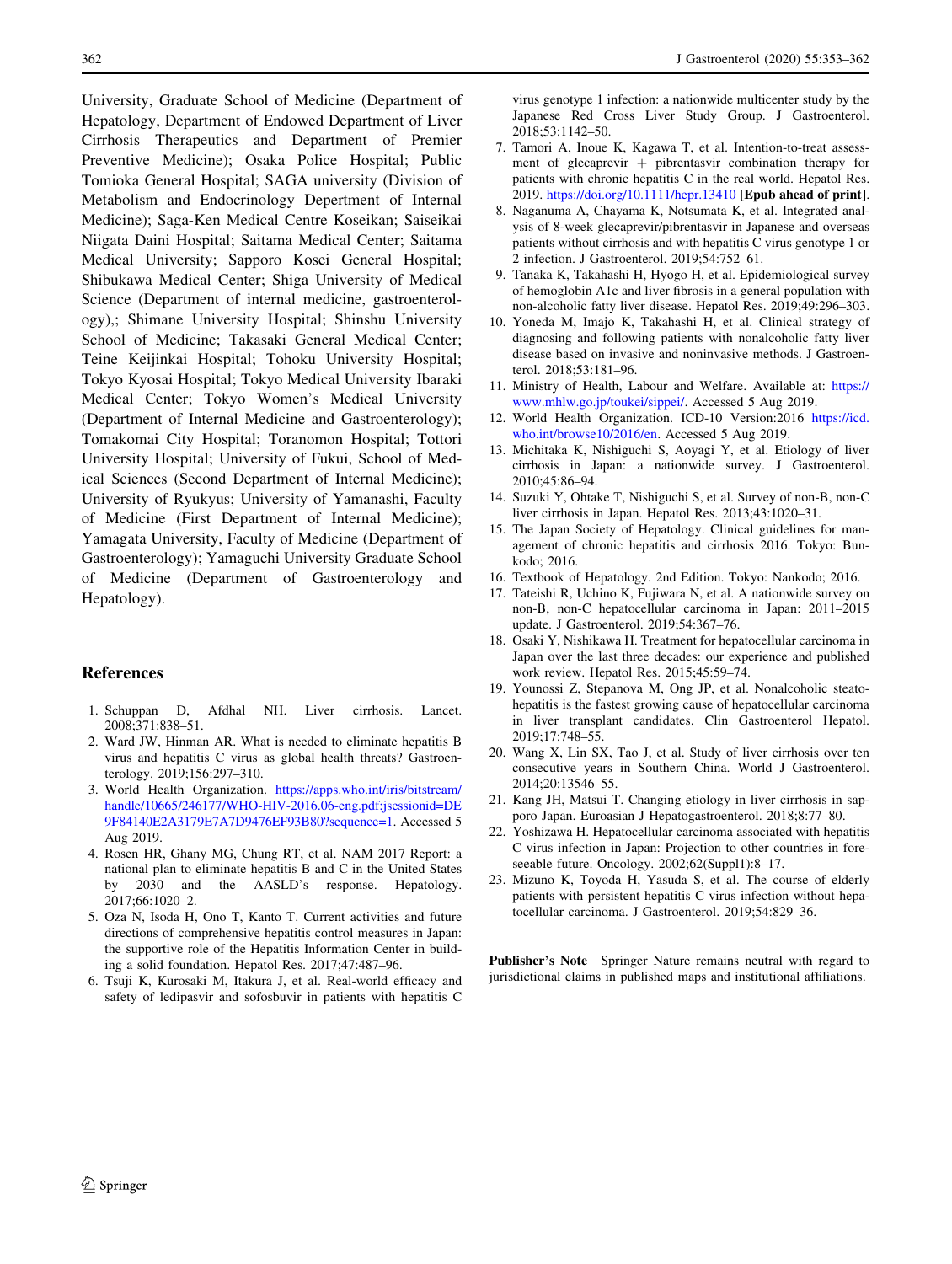University, Graduate School of Medicine (Department of Hepatology, Department of Endowed Department of Liver Cirrhosis Therapeutics and Department of Premier Preventive Medicine); Osaka Police Hospital; Public Tomioka General Hospital; SAGA university (Division of Metabolism and Endocrinology Deptment of Internal Medicine); Saga-Ken Medical Centre Koseikan; Saiseikai Niigata Daini Hospital; Saitama Medical Center; Saitama Medical University; Sapporo Kosei General Hospital; Shibukawa Medical Center; Shiga University of Medical Science (Department of internal medicine, gastroenterology),; Shimane University Hospital; Shinshu University School of Medicine; Takasaki General Medical Center; Teine Keijinkai Hospital; Tohoku University Hospital; Tokyo Kyosai Hospital; Tokyo Medical University Ibaraki Medical Center; Tokyo Women's Medical University (Department of Internal Medicine and Gastroenterology); Tomakomai City Hospital; Toranomon Hospital; Tottori University Hospital; University of Fukui, School of Medical Sciences (Second Department of Internal Medicine); University of Ryukyus; University of Yamanashi, Faculty of Medicine (First Department of Internal Medicine); Yamagata University, Faculty of Medicine (Department of Gastroenterology); Yamaguchi University Graduate School of Medicine (Department of Gastroenterology and Hepatology).

## References

1. Schuppan D, Afdhal NH. Liver cirrhosis. Lancet. 2008;371:838–51.
2. Ward JW, Hinman AR. What is needed to eliminate hepatitis B virus and hepatitis C virus as global health threats? Gastroenterology. 2019;156:297–310.
3. World Health Organization. https://apps.who.int/iris/bitstream/handle/10665/246177/WHO-HIV-2016.06-eng.pdf;jsessionid=DE9F84140E2A3179E7A7D9476EF93B80?sequence=1. Accessed 5 Aug 2019.
4. Rosen HR, Ghany MG, Chung RT, et al. NAM 2017 Report: a national plan to eliminate hepatitis B and C in the United States by 2030 and the AASLD's response. Hepatology. 2017;66:1020–2.
5. Oza N, Isoda H, Ono T, Kanto T. Current activities and future directions of comprehensive hepatitis control measures in Japan: the supportive role of the Hepatitis Information Center in building a solid foundation. Hepatol Res. 2017;47:487–96.
6. Tsuji K, Kurosaki M, Itakura J, et al. Real-world efficacy and safety of ledipasvir and sofosbuvir in patients with hepatitis C virus genotype 1 infection: a nationwide multicenter study by the Japanese Red Cross Liver Study Group. J Gastroenterol. 2018;53:1142–50.
7. Tamori A, Inoue K, Kagawa T, et al. Intention-to-treat assessment of glecaprevir + pibrentasvir combination therapy for patients with chronic hepatitis C in the real world. Hepatol Res. 2019. https://doi.org/10.1111/hepr.13410 **[Epub ahead of print]**.
8. Naganuma A, Chayama K, Notsumata K, et al. Integrated analysis of 8-week glecaprevir/pibrentasvir in Japanese and overseas patients without cirrhosis and with hepatitis C virus genotype 1 or 2 infection. J Gastroenterol. 2019;54:752–61.
9. Tanaka K, Takahashi H, Hyogo H, et al. Epidemiological survey of hemoglobin A1c and liver fibrosis in a general population with non-alcoholic fatty liver disease. Hepatol Res. 2019;49:296–303.
10. Yoneda M, Imajo K, Takahashi H, et al. Clinical strategy of diagnosing and following patients with nonalcoholic fatty liver disease based on invasive and noninvasive methods. J Gastroenterol. 2018;53:181–96.
11. Ministry of Health, Labour and Welfare. Available at: https://www.mhlw.go.jp/toukei/sippei/. Accessed 5 Aug 2019.
12. World Health Organization. ICD-10 Version:2016 https://icd.who.int/browse10/2016/en. Accessed 5 Aug 2019.
13. Michitaka K, Nishiguchi S, Aoyagi Y, et al. Etiology of liver cirrhosis in Japan: a nationwide survey. J Gastroenterol. 2010;45:86–94.
14. Suzuki Y, Ohtake T, Nishiguchi S, et al. Survey of non-B, non-C liver cirrhosis in Japan. Hepatol Res. 2013;43:1020–31.
15. The Japan Society of Hepatology. Clinical guidelines for management of chronic hepatitis and cirrhosis 2016. Tokyo: Bunkodo; 2016.
16. Textbook of Hepatology. 2nd Edition. Tokyo: Nankodo; 2016.
17. Tateishi R, Uchino K, Fujiwara N, et al. A nationwide survey on non-B, non-C hepatocellular carcinoma in Japan: 2011–2015 update. J Gastroenterol. 2019;54:367–76.
18. Osaki Y, Nishikawa H. Treatment for hepatocellular carcinoma in Japan over the last three decades: our experience and published work review. Hepatol Res. 2015;45:59–74.
19. Younossi Z, Stepanova M, Ong JP, et al. Nonalcoholic steatohepatitis is the fastest growing cause of hepatocellular carcinoma in liver transplant candidates. Clin Gastroenterol Hepatol. 2019;17:748–55.
20. Wang X, Lin SX, Tao J, et al. Study of liver cirrhosis over ten consecutive years in Southern China. World J Gastroenterol. 2014;20:13546–55.
21. Kang JH, Matsui T. Changing etiology in liver cirrhosis in sapporo Japan. Euroasian J Hepatogastroenterol. 2018;8:77–80.
22. Yoshizawa H. Hepatocellular carcinoma associated with hepatitis C virus infection in Japan: Projection to other countries in foreseeable future. Oncology. 2002;62(Suppl1):8–17.
23. Mizuno K, Toyoda H, Yasuda S, et al. The course of elderly patients with persistent hepatitis C virus infection without hepatocellular carcinoma. J Gastroenterol. 2019;54:829–36.

**Publisher's Note** Springer Nature remains neutral with regard to jurisdictional claims in published maps and institutional affiliations.